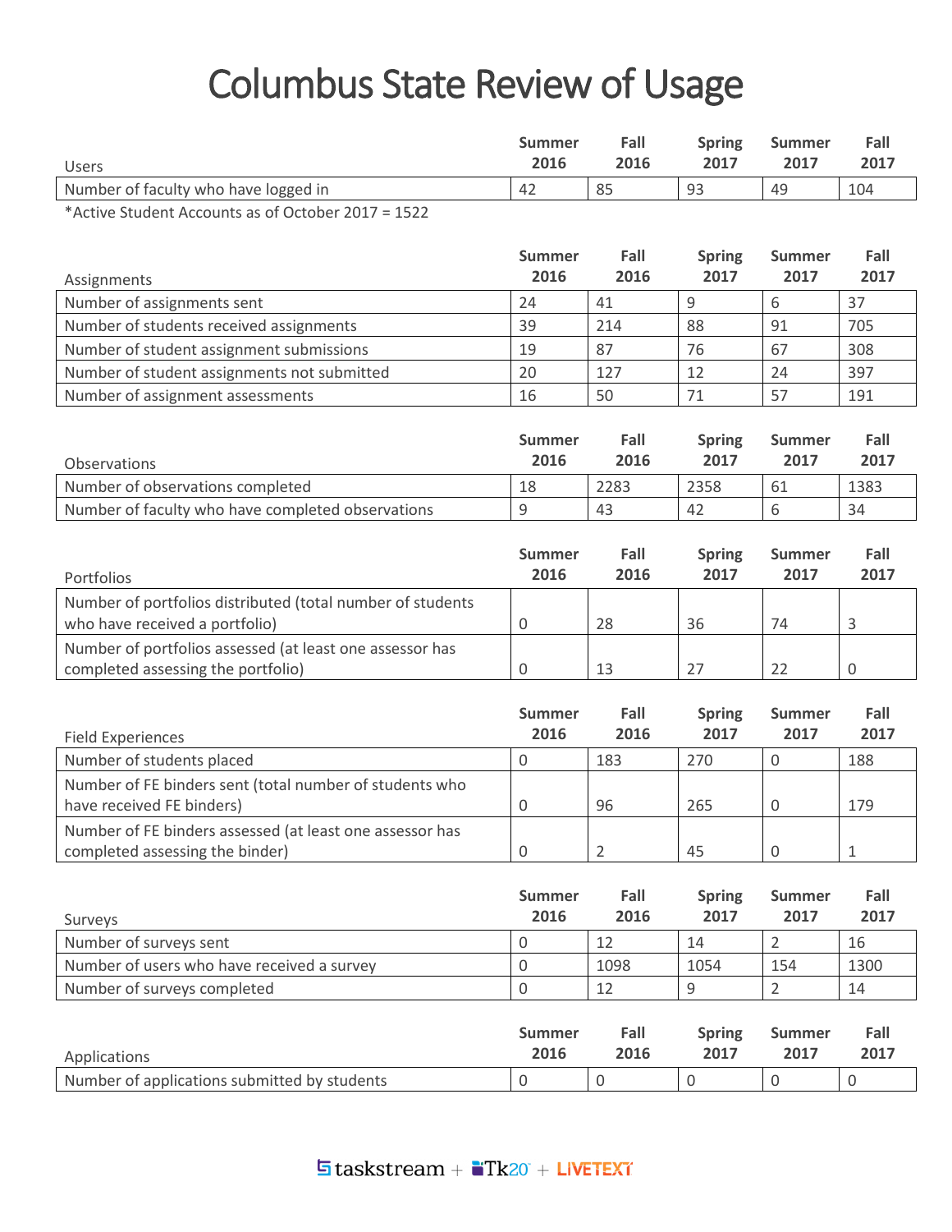# Columbus State Review of Usage

| Users | Summer 2016 | Fall 2016 | Spring 2017 | Summer 2017 | Fall 2017 |
|---|---|---|---|---|---|
| Number of faculty who have logged in | 42 | 85 | 93 | 49 | 104 |

*Active Student Accounts as of October 2017 = 1522

| Assignments | Summer 2016 | Fall 2016 | Spring 2017 | Summer 2017 | Fall 2017 |
|---|---|---|---|---|---|
| Number of assignments sent | 24 | 41 | 9 | 6 | 37 |
| Number of students received assignments | 39 | 214 | 88 | 91 | 705 |
| Number of student assignment submissions | 19 | 87 | 76 | 67 | 308 |
| Number of student assignments not submitted | 20 | 127 | 12 | 24 | 397 |
| Number of assignment assessments | 16 | 50 | 71 | 57 | 191 |

| Observations | Summer 2016 | Fall 2016 | Spring 2017 | Summer 2017 | Fall 2017 |
|---|---|---|---|---|---|
| Number of observations completed | 18 | 2283 | 2358 | 61 | 1383 |
| Number of faculty who have completed observations | 9 | 43 | 42 | 6 | 34 |

| Portfolios | Summer 2016 | Fall 2016 | Spring 2017 | Summer 2017 | Fall 2017 |
|---|---|---|---|---|---|
| Number of portfolios distributed (total number of students who have received a portfolio) | 0 | 28 | 36 | 74 | 3 |
| Number of portfolios assessed (at least one assessor has completed assessing the portfolio) | 0 | 13 | 27 | 22 | 0 |

| Field Experiences | Summer 2016 | Fall 2016 | Spring 2017 | Summer 2017 | Fall 2017 |
|---|---|---|---|---|---|
| Number of students placed | 0 | 183 | 270 | 0 | 188 |
| Number of FE binders sent (total number of students who have received FE binders) | 0 | 96 | 265 | 0 | 179 |
| Number of FE binders assessed (at least one assessor has completed assessing the binder) | 0 | 2 | 45 | 0 | 1 |

| Surveys | Summer 2016 | Fall 2016 | Spring 2017 | Summer 2017 | Fall 2017 |
|---|---|---|---|---|---|
| Number of surveys sent | 0 | 12 | 14 | 2 | 16 |
| Number of users who have received a survey | 0 | 1098 | 1054 | 154 | 1300 |
| Number of surveys completed | 0 | 12 | 9 | 2 | 14 |

| Applications | Summer 2016 | Fall 2016 | Spring 2017 | Summer 2017 | Fall 2017 |
|---|---|---|---|---|---|
| Number of applications submitted by students | 0 | 0 | 0 | 0 | 0 |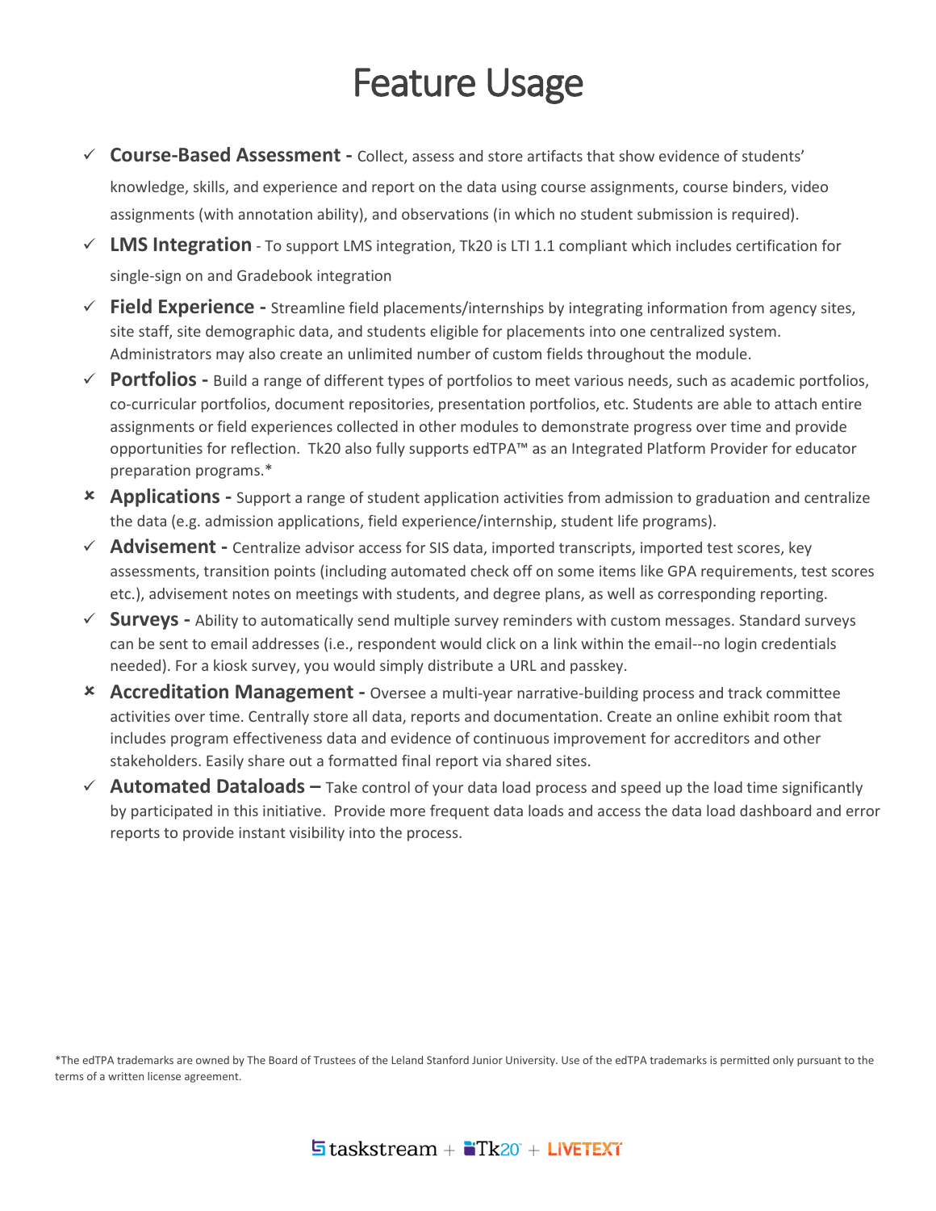# Feature Usage

- ✓ **Course-Based Assessment -** Collect, assess and store artifacts that show evidence of students' knowledge, skills, and experience and report on the data using course assignments, course binders, video assignments (with annotation ability), and observations (in which no student submission is required).
- ✓ **LMS Integration** - To support LMS integration, Tk20 is LTI 1.1 compliant which includes certification for single-sign on and Gradebook integration
- ✓ **Field Experience -** Streamline field placements/internships by integrating information from agency sites, site staff, site demographic data, and students eligible for placements into one centralized system. Administrators may also create an unlimited number of custom fields throughout the module.
- ✓ **Portfolios -** Build a range of different types of portfolios to meet various needs, such as academic portfolios, co-curricular portfolios, document repositories, presentation portfolios, etc. Students are able to attach entire assignments or field experiences collected in other modules to demonstrate progress over time and provide opportunities for reflection. Tk20 also fully supports edTPA™ as an Integrated Platform Provider for educator preparation programs.*
- ✗ **Applications -** Support a range of student application activities from admission to graduation and centralize the data (e.g. admission applications, field experience/internship, student life programs).
- ✓ **Advisement -** Centralize advisor access for SIS data, imported transcripts, imported test scores, key assessments, transition points (including automated check off on some items like GPA requirements, test scores etc.), advisement notes on meetings with students, and degree plans, as well as corresponding reporting.
- ✓ **Surveys -** Ability to automatically send multiple survey reminders with custom messages. Standard surveys can be sent to email addresses (i.e., respondent would click on a link within the email--no login credentials needed). For a kiosk survey, you would simply distribute a URL and passkey.
- ✗ **Accreditation Management -** Oversee a multi-year narrative-building process and track committee activities over time. Centrally store all data, reports and documentation. Create an online exhibit room that includes program effectiveness data and evidence of continuous improvement for accreditors and other stakeholders. Easily share out a formatted final report via shared sites.
- ✓ **Automated Dataloads –** Take control of your data load process and speed up the load time significantly by participated in this initiative. Provide more frequent data loads and access the data load dashboard and error reports to provide instant visibility into the process.

*The edTPA trademarks are owned by The Board of Trustees of the Leland Stanford Junior University. Use of the edTPA trademarks is permitted only pursuant to the terms of a written license agreement.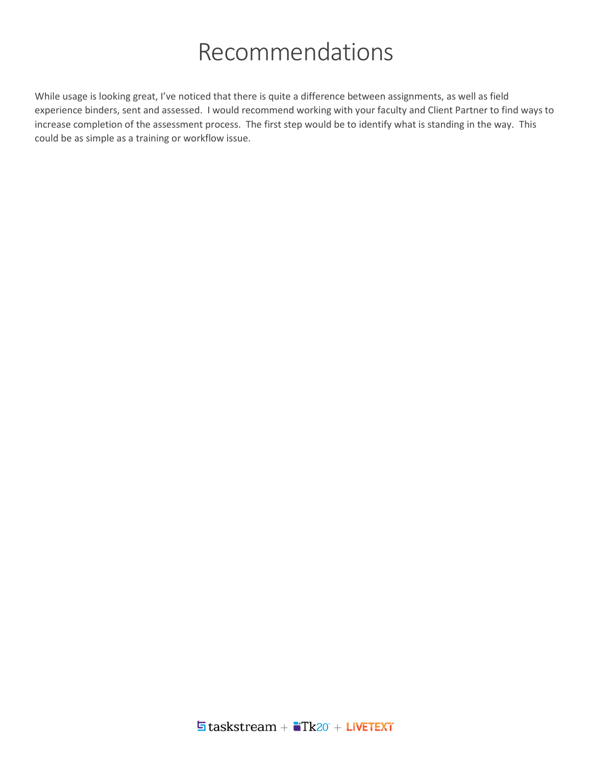# Recommendations

While usage is looking great, I've noticed that there is quite a difference between assignments, as well as field experience binders, sent and assessed. I would recommend working with your faculty and Client Partner to find ways to increase completion of the assessment process. The first step would be to identify what is standing in the way. This could be as simple as a training or workflow issue.